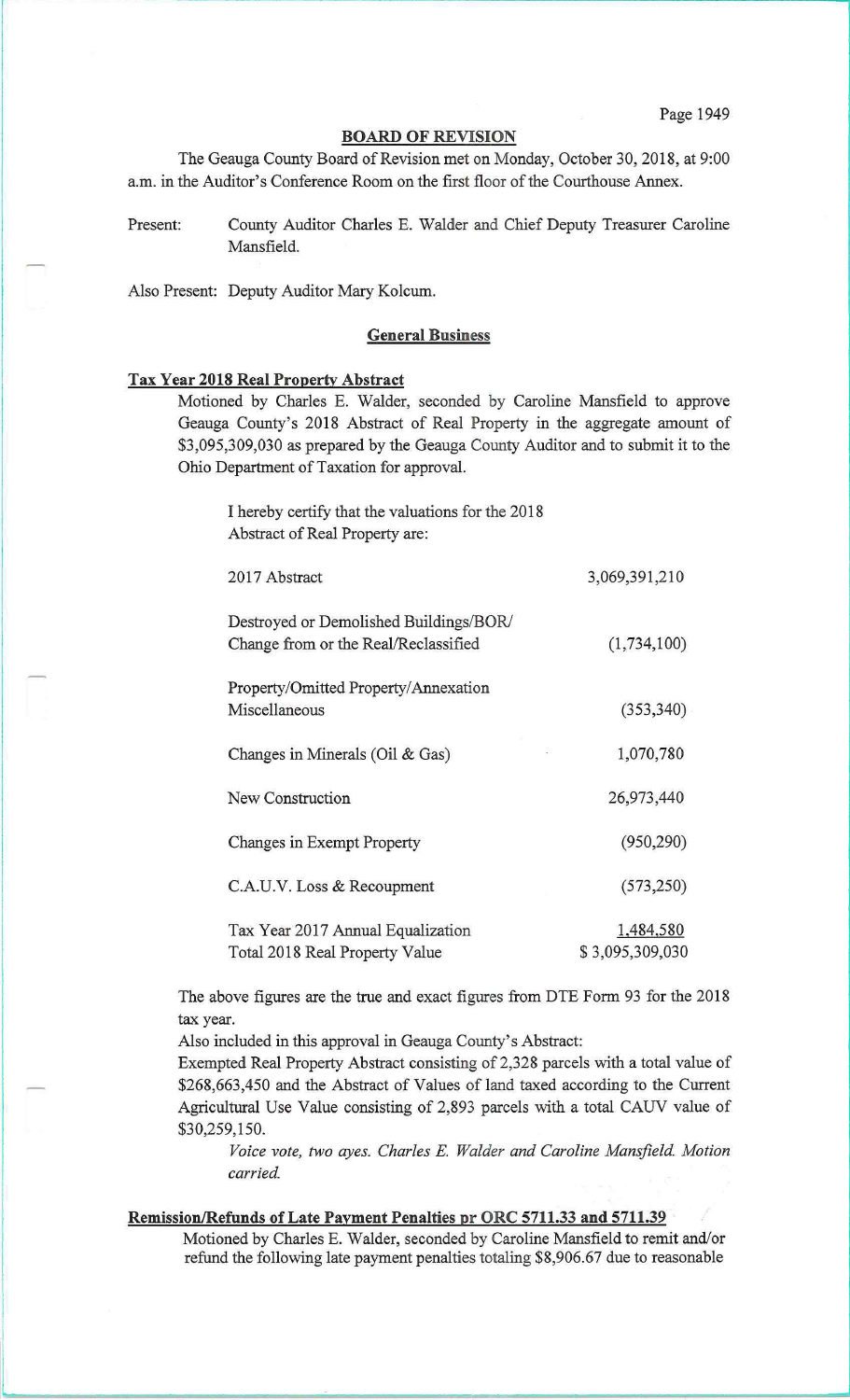## BOARD OF REVISION

The Geauga County Board of Revision met on Monday, October 30, 2018, at 9:00 a.m. in the Auditor's Conference Room on the first floor of the Courthouse Annex.

Present: County Auditor Charles E. Walder and Chief Deputy Treasurer Caroline Mansfield.

Also Present: Deputy Auditor Mary Kolcum.

### General Business

**Tax Year 2018 Real Property Abstract**

Motioned by Charles E. Walder, seconded by Caroline Mansfield to approve Geauga County's 2018 Abstract of Real Property in the aggregate amount of $3,095,309,030 as prepared by the Geauga County Auditor and to submit it to the Ohio Department of Taxation for approval.

I hereby certify that the valuations for the 2018 Abstract of Real Property are:

| | |
|---|---|
| 2017 Abstract | 3,069,391,210 |
| Destroyed or Demolished Buildings/BOR/ Change from or the Real/Reclassified | (1,734,100) |
| Property/Omitted Property/Annexation Miscellaneous | (353,340) |
| Changes in Minerals (Oil & Gas) | 1,070,780 |
| New Construction | 26,973,440 |
| Changes in Exempt Property | (950,290) |
| C.A.U.V. Loss & Recoupment | (573,250) |
| Tax Year 2017 Annual Equalization | 1,484,580 |
| Total 2018 Real Property Value | $ 3,095,309,030 |

The above figures are the true and exact figures from DTE Form 93 for the 2018 tax year.

Also included in this approval in Geauga County's Abstract:

Exempted Real Property Abstract consisting of 2,328 parcels with a total value of $268,663,450 and the Abstract of Values of land taxed according to the Current Agricultural Use Value consisting of 2,893 parcels with a total CAUV value of $30,259,150.

*Voice vote, two ayes. Charles E. Walder and Caroline Mansfield. Motion carried.*

**Remission/Refunds of Late Payment Penalties pr ORC 5711.33 and 5711.39**

Motioned by Charles E. Walder, seconded by Caroline Mansfield to remit and/or refund the following late payment penalties totaling $8,906.67 due to reasonable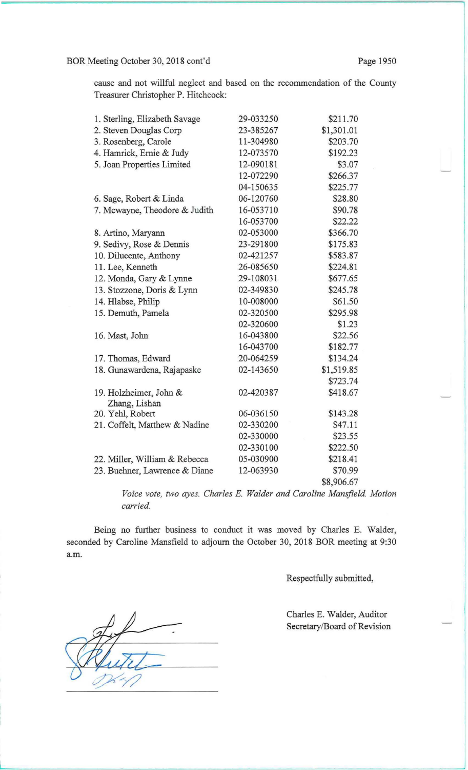cause and not willful neglect and based on the recommendation of the County Treasurer Christopher P. Hitchcock:

| | | |
|---|---|---|
| 1. Sterling, Elizabeth Savage | 29-033250 | $211.70 |
| 2. Steven Douglas Corp | 23-385267 | $1,301.01 |
| 3. Rosenberg, Carole | 11-304980 | $203.70 |
| 4. Hamrick, Ernie & Judy | 12-073570 | $192.23 |
| 5. Joan Properties Limited | 12-090181 | $3.07 |
| | 12-072290 | $266.37 |
| | 04-150635 | $225.77 |
| 6. Sage, Robert & Linda | 06-120760 | $28.80 |
| 7. Mcwayne, Theodore & Judith | 16-053710 | $90.78 |
| | 16-053700 | $22.22 |
| 8. Artino, Maryann | 02-053000 | $366.70 |
| 9. Sedivy, Rose & Dennis | 23-291800 | $175.83 |
| 10. Dilucente, Anthony | 02-421257 | $583.87 |
| 11. Lee, Kenneth | 26-085650 | $224.81 |
| 12. Monda, Gary & Lynne | 29-108031 | $677.65 |
| 13. Stozzone, Doris & Lynn | 02-349830 | $245.78 |
| 14. Hlabse, Philip | 10-008000 | $61.50 |
| 15. Demuth, Pamela | 02-320500 | $295.98 |
| | 02-320600 | $1.23 |
| 16. Mast, John | 16-043800 | $22.56 |
| | 16-043700 | $182.77 |
| 17. Thomas, Edward | 20-064259 | $134.24 |
| 18. Gunawardena, Rajapaske | 02-143650 | $1,519.85 |
| | | $723.74 |
| 19. Holzheimer, John & Zhang, Lishan | 02-420387 | $418.67 |
| 20. Yehl, Robert | 06-036150 | $143.28 |
| 21. Coffelt, Matthew & Nadine | 02-330200 | $47.11 |
| | 02-330000 | $23.55 |
| | 02-330100 | $222.50 |
| 22. Miller, William & Rebecca | 05-030900 | $218.41 |
| 23. Buehner, Lawrence & Diane | 12-063930 | $70.99 |
| | | $8,906.67 |

*Voice vote, two ayes. Charles E. Walder and Caroline Mansfield. Motion carried.*

Being no further business to conduct it was moved by Charles E. Walder, seconded by Caroline Mansfield to adjourn the October 30, 2018 BOR meeting at 9:30 a.m.

Respectfully submitted,

Charles E. Walder, Auditor
Secretary/Board of Revision